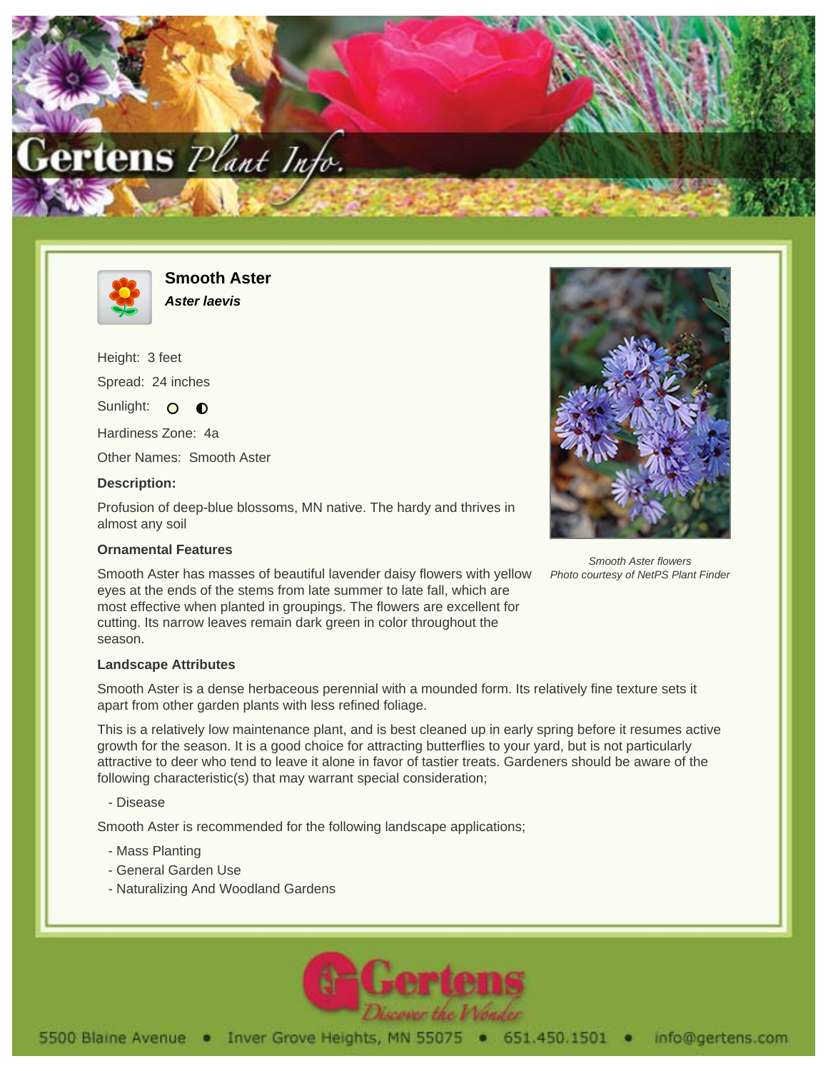# Smooth Aster

***Aster laevis***

Height: 3 feet

Spread: 24 inches

Sunlight: ○ ◐

Hardiness Zone: 4a

Other Names: Smooth Aster

### Description:

Profusion of deep-blue blossoms, MN native. The hardy and thrives in almost any soil

### Ornamental Features

Smooth Aster has masses of beautiful lavender daisy flowers with yellow eyes at the ends of the stems from late summer to late fall, which are most effective when planted in groupings. The flowers are excellent for cutting. Its narrow leaves remain dark green in color throughout the season.

*Smooth Aster flowers*
*Photo courtesy of NetPS Plant Finder*

### Landscape Attributes

Smooth Aster is a dense herbaceous perennial with a mounded form. Its relatively fine texture sets it apart from other garden plants with less refined foliage.

This is a relatively low maintenance plant, and is best cleaned up in early spring before it resumes active growth for the season. It is a good choice for attracting butterflies to your yard, but is not particularly attractive to deer who tend to leave it alone in favor of tastier treats. Gardeners should be aware of the following characteristic(s) that may warrant special consideration;

- Disease

Smooth Aster is recommended for the following landscape applications;

- Mass Planting
- General Garden Use
- Naturalizing And Woodland Gardens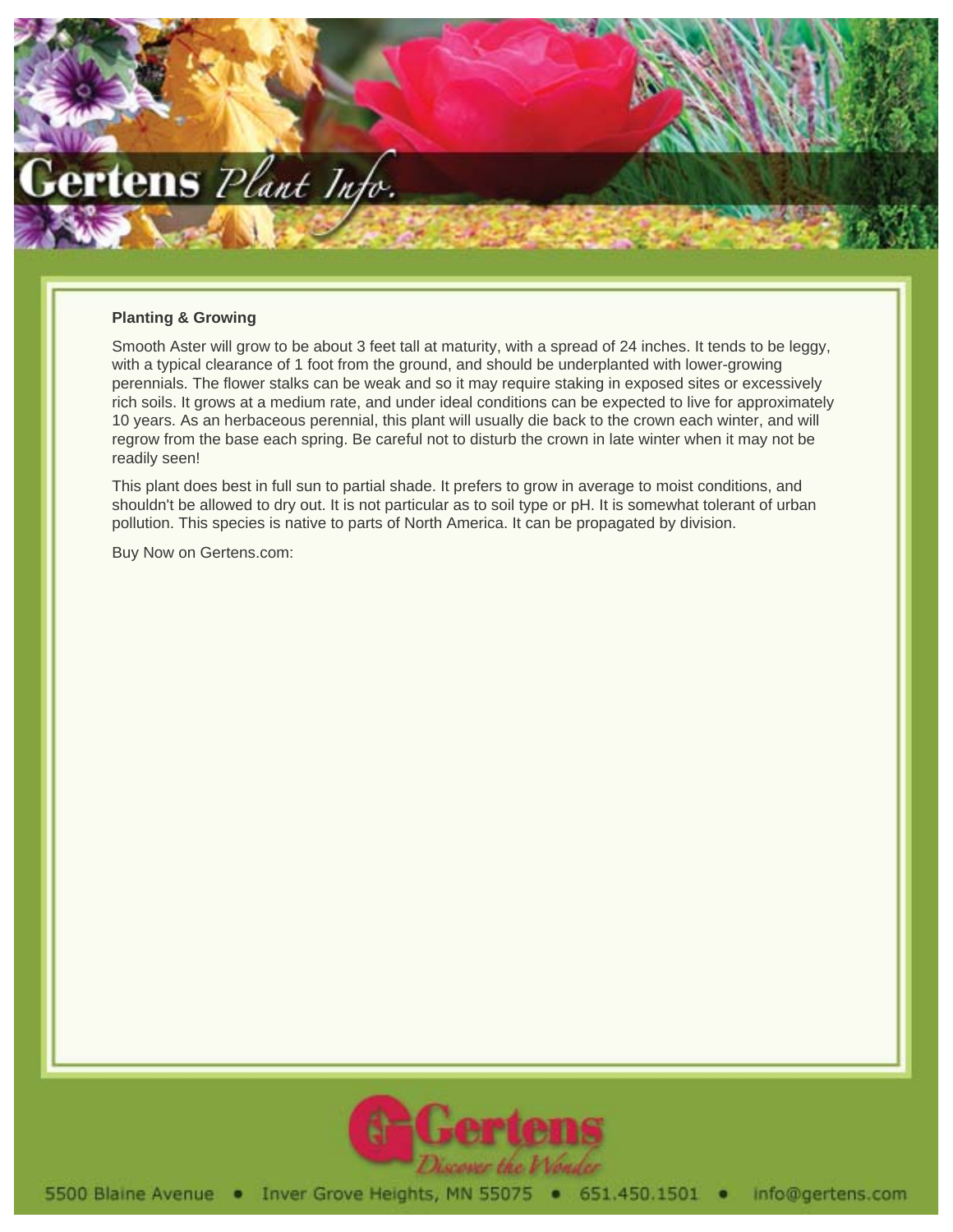**Planting & Growing**

Smooth Aster will grow to be about 3 feet tall at maturity, with a spread of 24 inches. It tends to be leggy, with a typical clearance of 1 foot from the ground, and should be underplanted with lower-growing perennials. The flower stalks can be weak and so it may require staking in exposed sites or excessively rich soils. It grows at a medium rate, and under ideal conditions can be expected to live for approximately 10 years. As an herbaceous perennial, this plant will usually die back to the crown each winter, and will regrow from the base each spring. Be careful not to disturb the crown in late winter when it may not be readily seen!

This plant does best in full sun to partial shade. It prefers to grow in average to moist conditions, and shouldn't be allowed to dry out. It is not particular as to soil type or pH. It is somewhat tolerant of urban pollution. This species is native to parts of North America. It can be propagated by division.

Buy Now on Gertens.com: